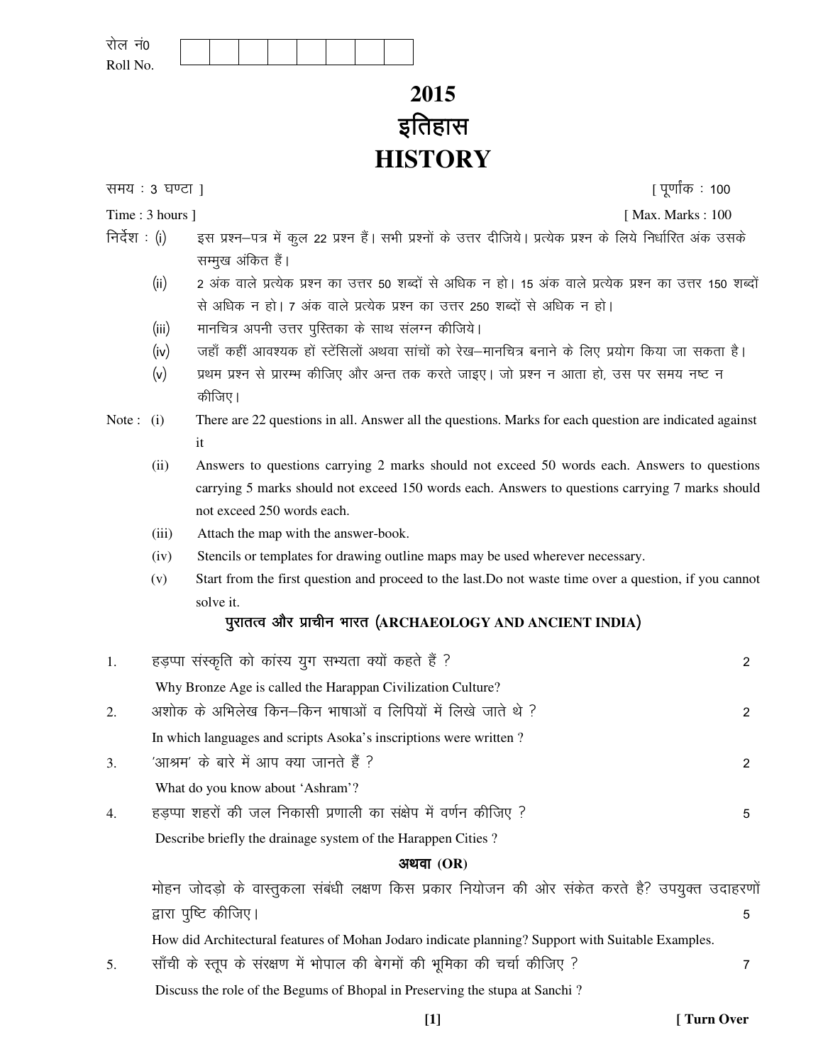रोल नं0
Roll No.

# 2015
# इतिहास
# HISTORY

समय : 3 घण्टा ] [ पूर्णांक : 100

Time : 3 hours ] [ Max. Marks : 100

निर्देश : (i) इस प्रश्न–पत्र में कुल 22 प्रश्न हैं। सभी प्रश्नों के उत्तर दीजिये। प्रत्येक प्रश्न के लिये निर्धारित अंक उसके सम्मुख अंकित हैं।

(ii) 2 अंक वाले प्रत्येक प्रश्न का उत्तर 50 शब्दों से अधिक न हो। 15 अंक वाले प्रत्येक प्रश्न का उत्तर 150 शब्दों से अधिक न हो। 7 अंक वाले प्रत्येक प्रश्न का उत्तर 250 शब्दों से अधिक न हो।

(iii) मानचित्र अपनी उत्तर पुस्तिका के साथ संलग्न कीजिये।

(iv) जहाँ कहीं आवश्यक हों स्टेंसिलों अथवा सांचों को रेख–मानचित्र बनाने के लिए प्रयोग किया जा सकता है।

(v) प्रथम प्रश्न से प्रारम्भ कीजिए और अन्त तक करते जाइए। जो प्रश्न न आता हो, उस पर समय नष्ट न कीजिए।

Note : (i) There are 22 questions in all. Answer all the questions. Marks for each question are indicated against it

(ii) Answers to questions carrying 2 marks should not exceed 50 words each. Answers to questions carrying 5 marks should not exceed 150 words each. Answers to questions carrying 7 marks should not exceed 250 words each.

(iii) Attach the map with the answer-book.

(iv) Stencils or templates for drawing outline maps may be used wherever necessary.

(v) Start from the first question and proceed to the last.Do not waste time over a question, if you cannot solve it.

## पुरातत्व और प्राचीन भारत (ARCHAEOLOGY AND ANCIENT INDIA)

1. हड़प्पा संस्कृति को कांस्य युग सभ्यता क्यों कहते हैं ? 2

   Why Bronze Age is called the Harappan Civilization Culture?

2. अशोक के अभिलेख किन–किन भाषाओं व लिपियों में लिखे जाते थे ? 2

   In which languages and scripts Asoka's inscriptions were written ?

3. 'आश्रम' के बारे में आप क्या जानते हैं ? 2

   What do you know about 'Ashram'?

4. हड़प्पा शहरों की जल निकासी प्रणाली का संक्षेप में वर्णन कीजिए ? 5

   Describe briefly the drainage system of the Harappen Cities ?

   **अथवा (OR)**

   मोहन जोदड़ो के वास्तुकला संबंधी लक्षण किस प्रकार नियोजन की ओर संकेत करते हैं? उपयुक्त उदाहरणों द्वारा पुष्टि कीजिए। 5

   How did Architectural features of Mohan Jodaro indicate planning? Support with Suitable Examples.

5. साँची के स्तूप के संरक्षण में भोपाल की बेगमों की भूमिका की चर्चा कीजिए ? 7

   Discuss the role of the Begums of Bhopal in Preserving the stupa at Sanchi ?

[ Turn Over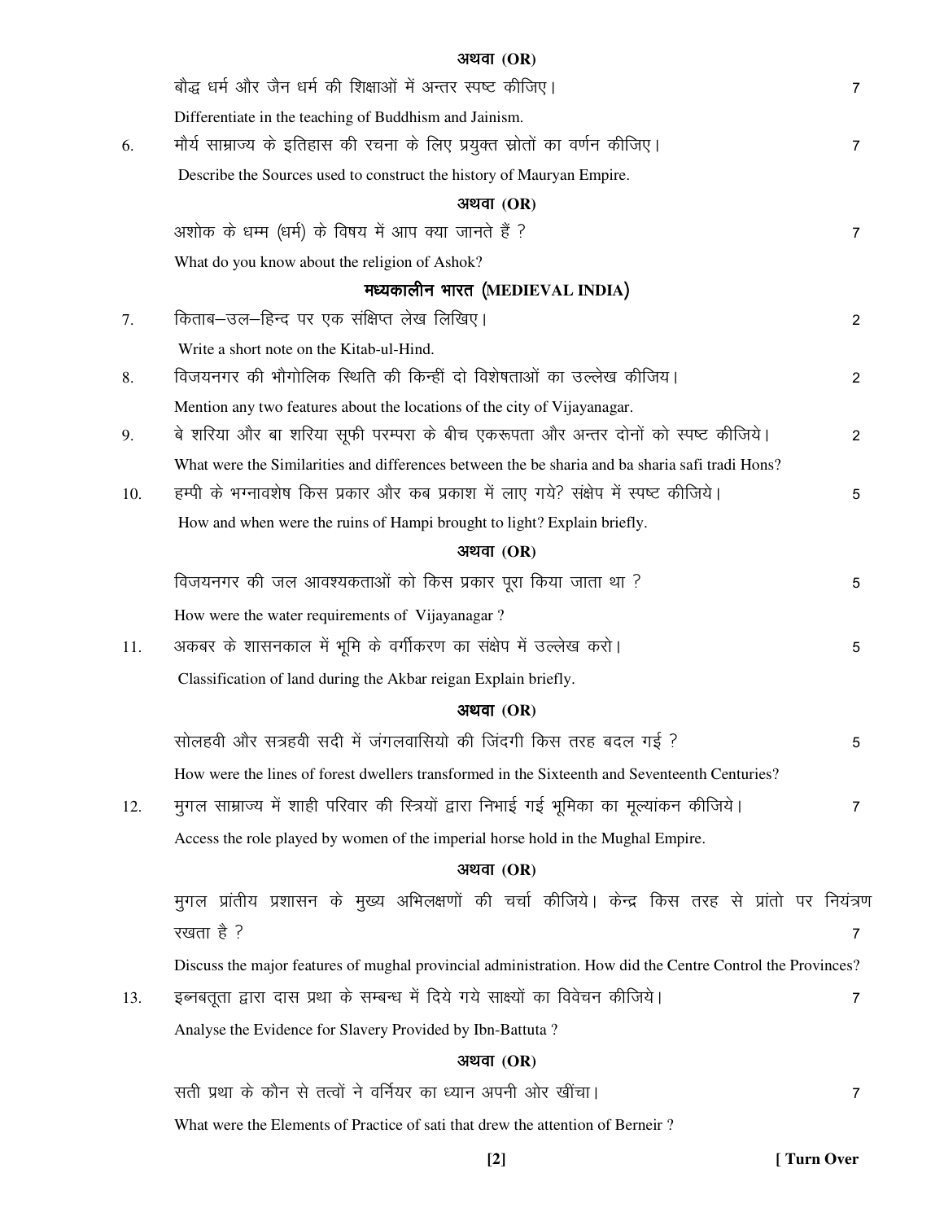**अथवा (OR)**

बौद्ध धर्म और जैन धर्म की शिक्षाओं में अन्तर स्पष्ट कीजिए। 7

Differentiate in the teaching of Buddhism and Jainism.

6. मौर्य साम्राज्य के इतिहास की रचना के लिए प्रयुक्त स्रोतों का वर्णन कीजिए। 7

Describe the Sources used to construct the history of Mauryan Empire.

**अथवा (OR)**

अशोक के धम्म (धर्म) के विषय में आप क्या जानते हैं ? 7

What do you know about the religion of Ashok?

## मध्यकालीन भारत (MEDIEVAL INDIA)

7. किताब–उल–हिन्द पर एक संक्षिप्त लेख लिखिए। 2

Write a short note on the Kitab-ul-Hind.

8. विजयनगर की भौगोलिक स्थिति की किन्हीं दो विशेषताओं का उल्लेख कीजिय। 2

Mention any two features about the locations of the city of Vijayanagar.

9. बे शरिया और बा शरिया सूफी परम्परा के बीच एकरूपता और अन्तर दोनों को स्पष्ट कीजिये। 2

What were the Similarities and differences between the be sharia and ba sharia safi tradi Hons?

10. हम्पी के भग्नावशेष किस प्रकार और कब प्रकाश में लाए गये? संक्षेप में स्पष्ट कीजिये। 5

How and when were the ruins of Hampi brought to light? Explain briefly.

**अथवा (OR)**

विजयनगर की जल आवश्यकताओं को किस प्रकार पूरा किया जाता था ? 5

How were the water requirements of Vijayanagar ?

11. अकबर के शासनकाल में भूमि के वर्गीकरण का संक्षेप में उल्लेख करो। 5

Classification of land during the Akbar reigan Explain briefly.

**अथवा (OR)**

सोलहवी और सत्रहवी सदी में जंगलवासियो की जिंदगी किस तरह बदल गई ? 5

How were the lines of forest dwellers transformed in the Sixteenth and Seventeenth Centuries?

12. मुगल साम्राज्य में शाही परिवार की स्त्रियों द्वारा निभाई गई भूमिका का मूल्यांकन कीजिये। 7

Access the role played by women of the imperial horse hold in the Mughal Empire.

**अथवा (OR)**

मुगल प्रांतीय प्रशासन के मुख्य अभिलक्षणों की चर्चा कीजिये। केन्द्र किस तरह से प्रांतो पर नियंत्रण रखता है ? 7

Discuss the major features of mughal provincial administration. How did the Centre Control the Provinces?

13. इब्नबतूता द्वारा दास प्रथा के सम्बन्ध में दिये गये साक्ष्यों का विवेचन कीजिये। 7

Analyse the Evidence for Slavery Provided by Ibn-Battuta ?

**अथवा (OR)**

सती प्रथा के कौन से तत्वों ने वर्नियर का ध्यान अपनी ओर खींचा। 7

What were the Elements of Practice of sati that drew the attention of Berneir ?

[ Turn Over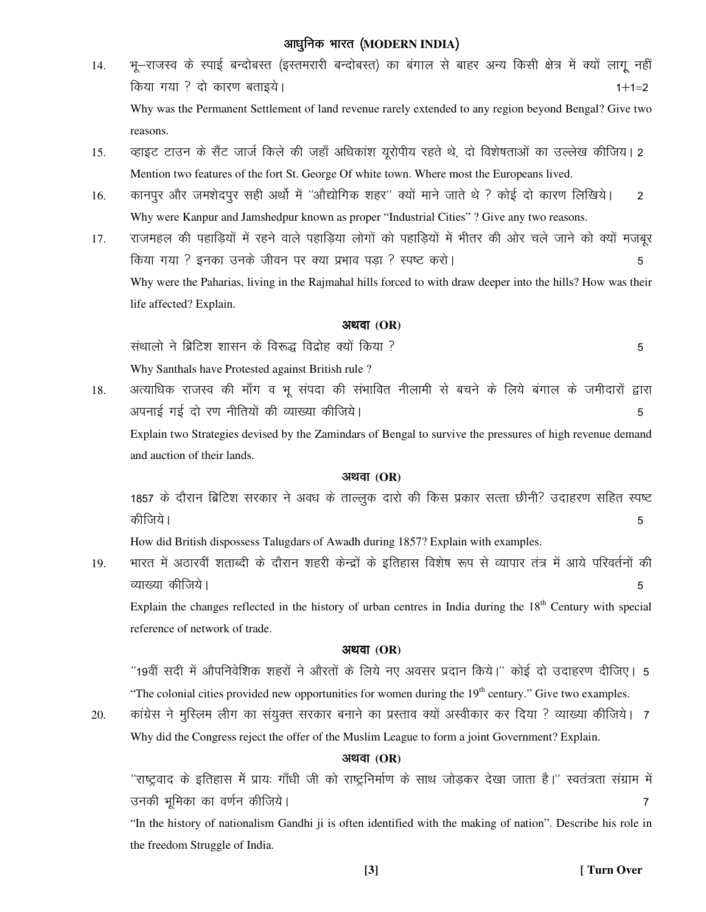## आधुनिक भारत (MODERN INDIA)

14. भू–राजस्व के स्पाई बन्दोबस्त (इस्तमरारी बन्दोबस्त) का बंगाल से बाहर अन्य किसी क्षेत्र में क्यों लागू नहीं किया गया ? दो कारण बताइये। 1+1=2

    Why was the Permanent Settlement of land revenue rarely extended to any region beyond Bengal? Give two reasons.

15. व्हाइट टाउन के सैंट जार्ज किले की जहाँ अधिकांश यूरोपीय रहते थे, दो विशेषताओं का उल्लेख कीजिय। 2

    Mention two features of the fort St. George Of white town. Where most the Europeans lived.

16. कानपुर और जमशेदपुर सही अर्थो में "औद्योगिक शहर" क्यों माने जाते थे ? कोई दो कारण लिखिये। 2

    Why were Kanpur and Jamshedpur known as proper "Industrial Cities" ? Give any two reasons.

17. राजमहल की पहाड़ियों में रहने वाले पहाड़िया लोगों को पहाड़ियों में भीतर की ओर चले जाने को क्यों मजबूर किया गया ? इनका उनके जीवन पर क्या प्रभाव पड़ा ? स्पष्ट करो। 5

    Why were the Paharias, living in the Rajmahal hills forced to with draw deeper into the hills? How was their life affected? Explain.

    **अथवा (OR)**

    संथालो ने ब्रिटिश शासन के विरूद्ध विद्रोह क्यों किया ? 5

    Why Santhals have Protested against British rule ?

18. अत्याधिक राजस्व की माँग व भू संपदा की संभावित नीलामी से बचने के लिये बंगाल के जमीदारों द्वारा अपनाई गई दो रण नीतियों की व्याख्या कीजिये। 5

    Explain two Strategies devised by the Zamindars of Bengal to survive the pressures of high revenue demand and auction of their lands.

    **अथवा (OR)**

    1857 के दौरान ब्रिटिश सरकार ने अवध के ताल्लुक दारो की किस प्रकार सत्ता छीनी? उदाहरण सहित स्पष्ट कीजिये। 5

    How did British dispossess Talugdars of Awadh during 1857? Explain with examples.

19. भारत में अठारवीं शताब्दी के दौरान शहरी केन्द्रों के इतिहास विशेष रूप से व्यापार तंत्र में आये परिवर्तनों की व्याख्या कीजिये। 5

    Explain the changes reflected in the history of urban centres in India during the 18th Century with special reference of network of trade.

    **अथवा (OR)**

    "19वीं सदी में औपनिवेशिक शहरों ने औरतों के लिये नए अवसर प्रदान किये।" कोई दो उदाहरण दीजिए। 5

    "The colonial cities provided new opportunities for women during the 19th century." Give two examples.

20. कांग्रेस ने मुस्लिम लीग का संयुक्त सरकार बनाने का प्रस्ताव क्यों अस्वीकार कर दिया ? व्याख्या कीजिये। 7

    Why did the Congress reject the offer of the Muslim League to form a joint Government? Explain.

    **अथवा (OR)**

    "राष्ट्रवाद के इतिहास में प्रायः गाँधी जी को राष्ट्रनिर्माण के साथ जोड़कर देखा जाता है।" स्वतंत्रता संग्राम में उनकी भूमिका का वर्णन कीजिये। 7

    "In the history of nationalism Gandhi ji is often identified with the making of nation". Describe his role in the freedom Struggle of India.

[ Turn Over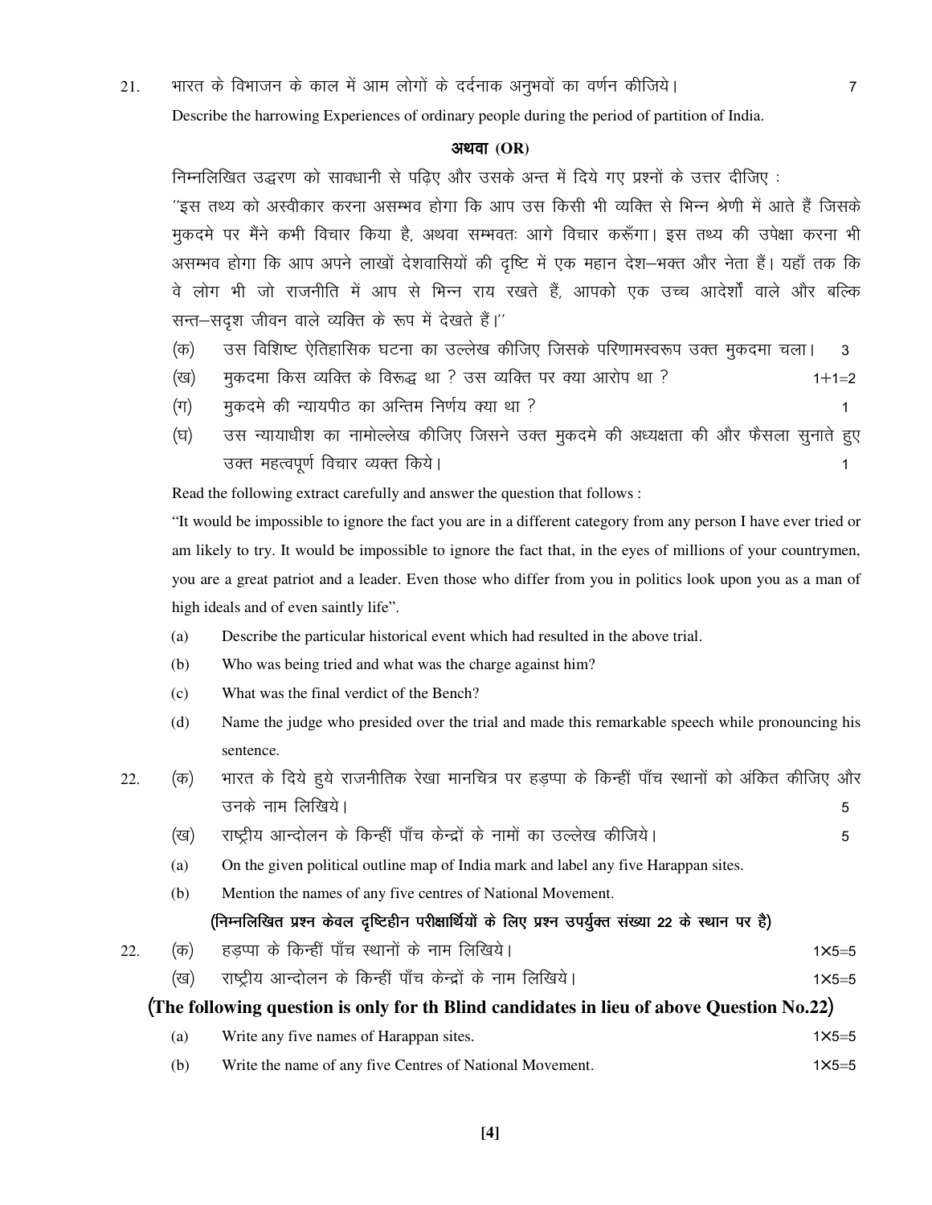21. भारत के विभाजन के काल में आम लोगों के दर्दनाक अनुभवों का वर्णन कीजिये। 7

Describe the harrowing Experiences of ordinary people during the period of partition of India.

**अथवा (OR)**

निम्नलिखित उद्धरण को सावधानी से पढ़िए और उसके अन्त में दिये गए प्रश्नों के उत्तर दीजिए :

''इस तथ्य को अस्वीकार करना असम्भव होगा कि आप उस किसी भी व्यक्ति से भिन्न श्रेणी में आते हैं जिसके मुकदमे पर मैंने कभी विचार किया है, अथवा सम्भवतः आगे विचार करूँगा। इस तथ्य की उपेक्षा करना भी असम्भव होगा कि आप अपने लाखों देशवासियों की दृष्टि में एक महान देश–भक्त और नेता हैं। यहाँ तक कि वे लोग भी जो राजनीति में आप से भिन्न राय रखते हैं, आपको एक उच्च आदेशों वाले और बल्कि सन्त–सदृश जीवन वाले व्यक्ति के रूप में देखते हैं।''

(क) उस विशिष्ट ऐतिहासिक घटना का उल्लेख कीजिए जिसके परिणामस्वरूप उक्त मुकदमा चला। 3

(ख) मुकदमा किस व्यक्ति के विरूद्ध था ? उस व्यक्ति पर क्या आरोप था ? 1+1=2

(ग) मुकदमे की न्यायपीठ का अन्तिम निर्णय क्या था ? 1

(घ) उस न्यायाधीश का नामोल्लेख कीजिए जिसने उक्त मुकदमे की अध्यक्षता की और फैसला सुनाते हुए उक्त महत्वपूर्ण विचार व्यक्त किये। 1

Read the following extract carefully and answer the question that follows :

"It would be impossible to ignore the fact you are in a different category from any person I have ever tried or am likely to try. It would be impossible to ignore the fact that, in the eyes of millions of your countrymen, you are a great patriot and a leader. Even those who differ from you in politics look upon you as a man of high ideals and of even saintly life".

(a) Describe the particular historical event which had resulted in the above trial.

(b) Who was being tried and what was the charge against him?

(c) What was the final verdict of the Bench?

(d) Name the judge who presided over the trial and made this remarkable speech while pronouncing his sentence.

22. (क) भारत के दिये हुये राजनीतिक रेखा मानचित्र पर हड़प्पा के किन्हीं पाँच स्थानों को अंकित कीजिए और उनके नाम लिखिये। 5

(ख) राष्ट्रीय आन्दोलन के किन्हीं पाँच केन्द्रों के नामों का उल्लेख कीजिये। 5

(a) On the given political outline map of India mark and label any five Harappan sites.

(b) Mention the names of any five centres of National Movement.

**(निम्नलिखित प्रश्न केवल दृष्टिहीन परीक्षार्थियों के लिए प्रश्न उपर्युक्त संख्या 22 के स्थान पर है)**

22. (क) हड़प्पा के किन्हीं पाँच स्थानों के नाम लिखिये। 1×5=5

(ख) राष्ट्रीय आन्दोलन के किन्हीं पाँच केन्द्रों के नाम लिखिये। 1×5=5

**(The following question is only for th Blind candidates in lieu of above Question No.22)**

(a) Write any five names of Harappan sites. 1×5=5

(b) Write the name of any five Centres of National Movement. 1×5=5